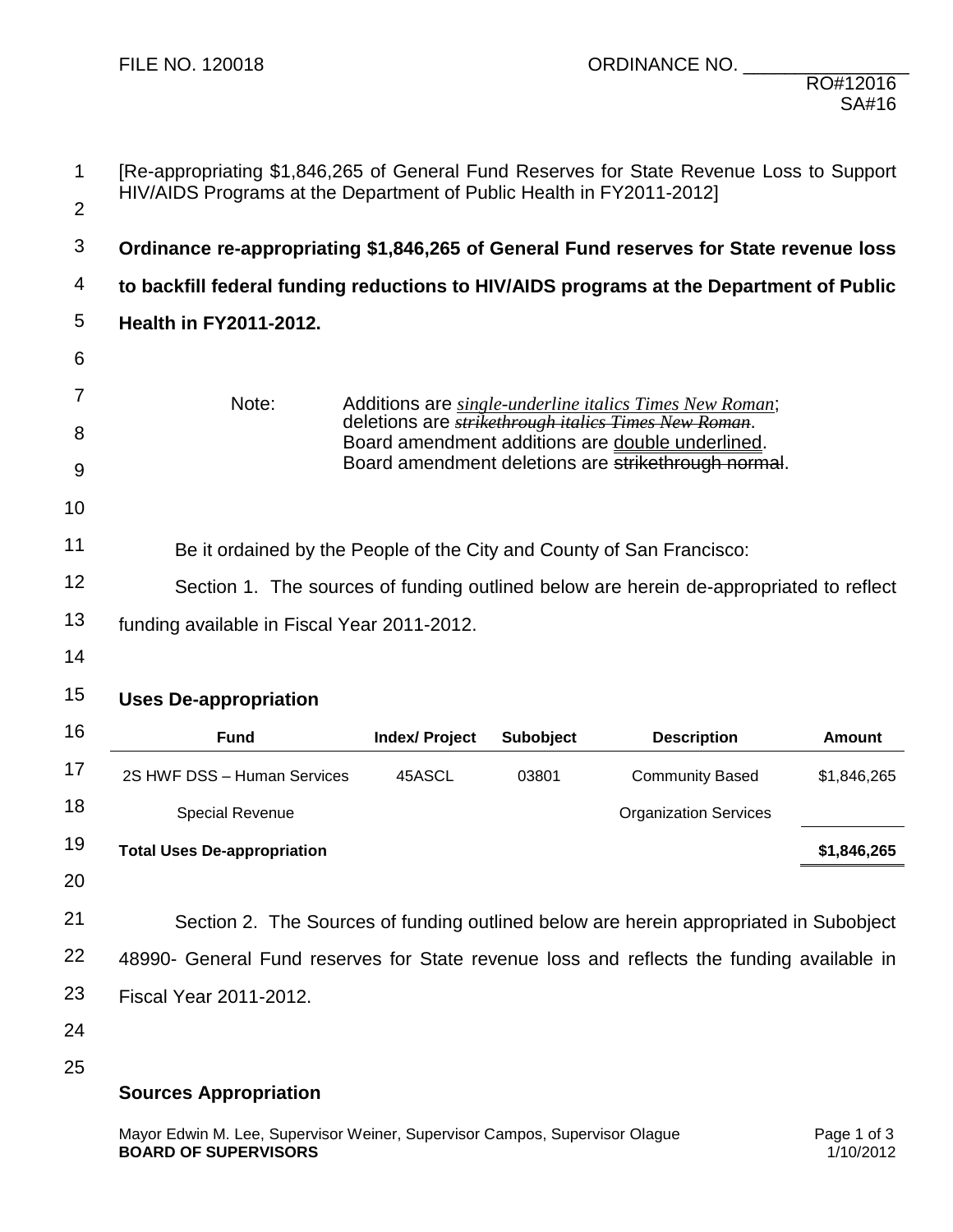FILE NO. 120018 ORDINANCE NO. _______________

RO#12016
SA#16

[Re-appropriating $1,846,265 of General Fund Reserves for State Revenue Loss to Support HIV/AIDS Programs at the Department of Public Health in FY2011-2012]

**Ordinance re-appropriating $1,846,265 of General Fund reserves for State revenue loss to backfill federal funding reductions to HIV/AIDS programs at the Department of Public Health in FY2011-2012.**

Note: Additions are *single-underline italics Times New Roman*; deletions are ~~*strikethrough italics Times New Roman*~~. Board amendment additions are double underlined. Board amendment deletions are ~~strikethrough normal~~.

Be it ordained by the People of the City and County of San Francisco:

Section 1. The sources of funding outlined below are herein de-appropriated to reflect funding available in Fiscal Year 2011-2012.

**Uses De-appropriation**

| Fund | Index/ Project | Subobject | Description | Amount |
|---|---|---|---|---|
| 2S HWF DSS – Human Services Special Revenue | 45ASCL | 03801 | Community Based Organization Services | $1,846,265 |
| **Total Uses De-appropriation** | | | | **$1,846,265** |

Section 2. The Sources of funding outlined below are herein appropriated in Subobject 48990- General Fund reserves for State revenue loss and reflects the funding available in Fiscal Year 2011-2012.

**Sources Appropriation**

Mayor Edwin M. Lee, Supervisor Weiner, Supervisor Campos, Supervisor Olague
**BOARD OF SUPERVISORS**
1/10/2012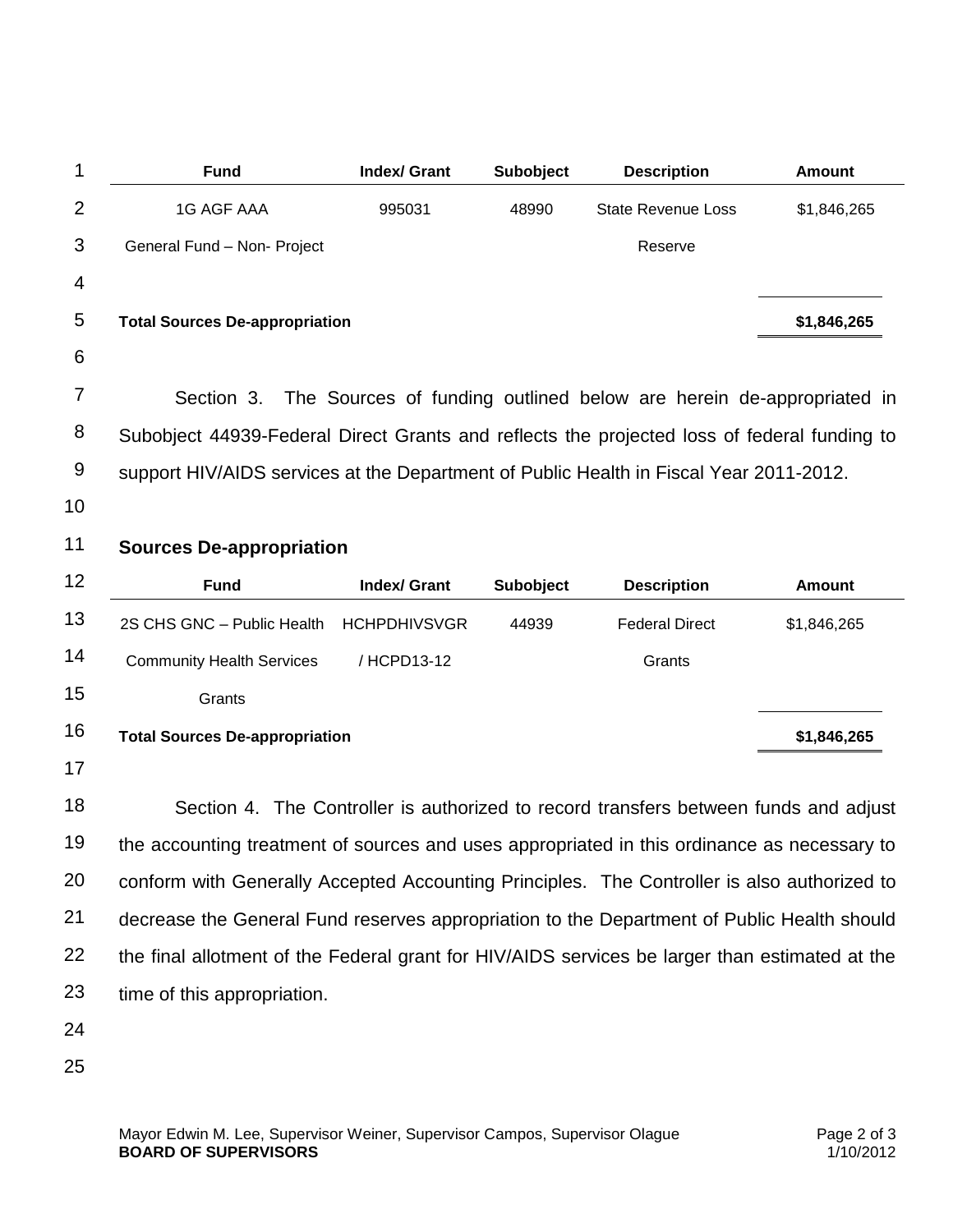| Fund | Index/ Grant | Subobject | Description | Amount |
|---|---|---|---|---|
| 1G AGF AAA General Fund – Non- Project | 995031 | 48990 | State Revenue Loss Reserve | $1,846,265 |
| **Total Sources De-appropriation** | | | | **$1,846,265** |

Section 3. The Sources of funding outlined below are herein de-appropriated in Subobject 44939-Federal Direct Grants and reflects the projected loss of federal funding to support HIV/AIDS services at the Department of Public Health in Fiscal Year 2011-2012.

## Sources De-appropriation

| Fund | Index/ Grant | Subobject | Description | Amount |
|---|---|---|---|---|
| 2S CHS GNC – Public Health Community Health Services Grants | HCHPDHIVSVGR / HCPD13-12 | 44939 | Federal Direct Grants | $1,846,265 |
| **Total Sources De-appropriation** | | | | **$1,846,265** |

Section 4. The Controller is authorized to record transfers between funds and adjust the accounting treatment of sources and uses appropriated in this ordinance as necessary to conform with Generally Accepted Accounting Principles. The Controller is also authorized to decrease the General Fund reserves appropriation to the Department of Public Health should the final allotment of the Federal grant for HIV/AIDS services be larger than estimated at the time of this appropriation.

Mayor Edwin M. Lee, Supervisor Weiner, Supervisor Campos, Supervisor Olague
**BOARD OF SUPERVISORS** 1/10/2012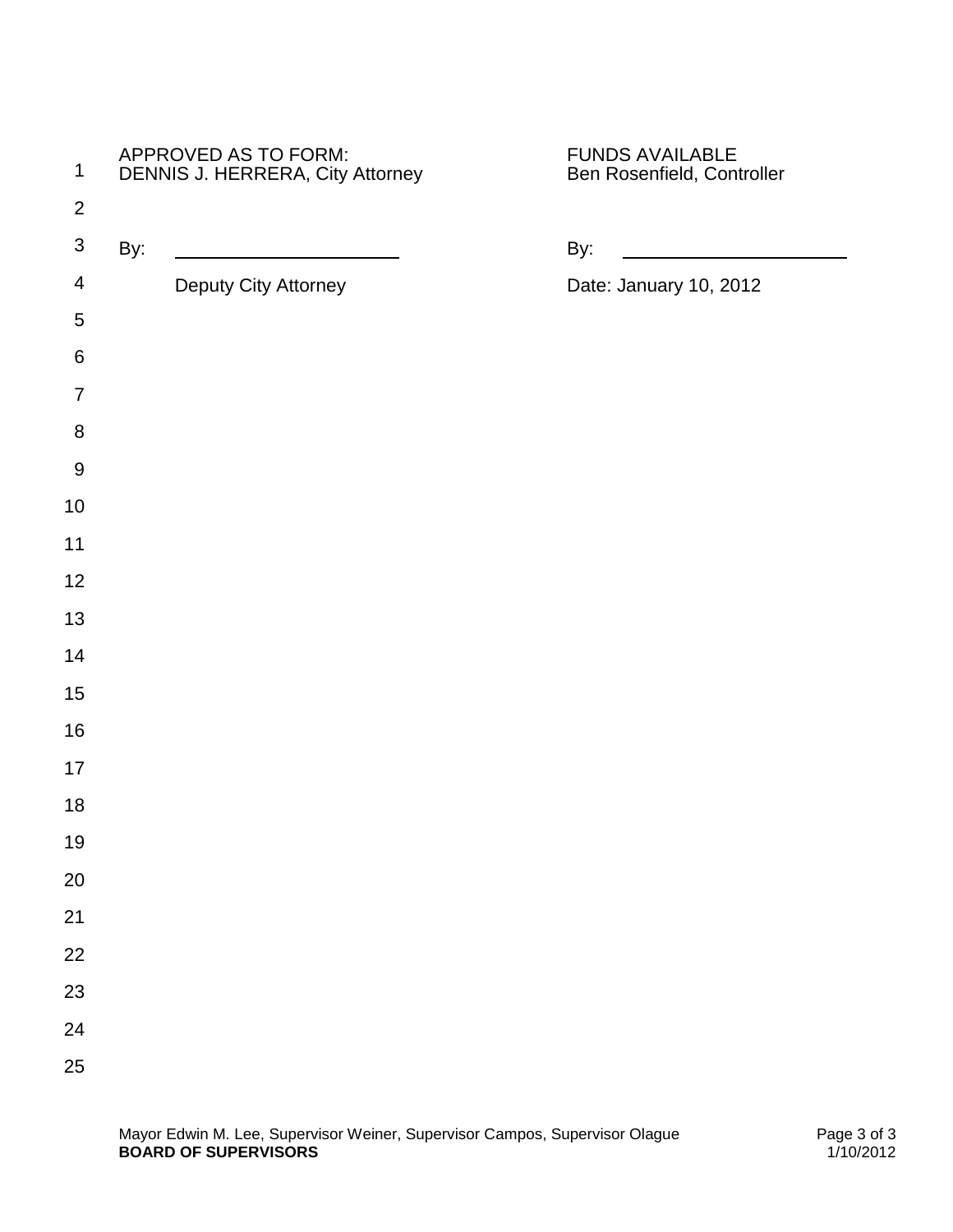APPROVED AS TO FORM:
DENNIS J. HERRERA, City Attorney

By: ______________________

Deputy City Attorney

FUNDS AVAILABLE
Ben Rosenfield, Controller

By: ______________________

Date: January 10, 2012